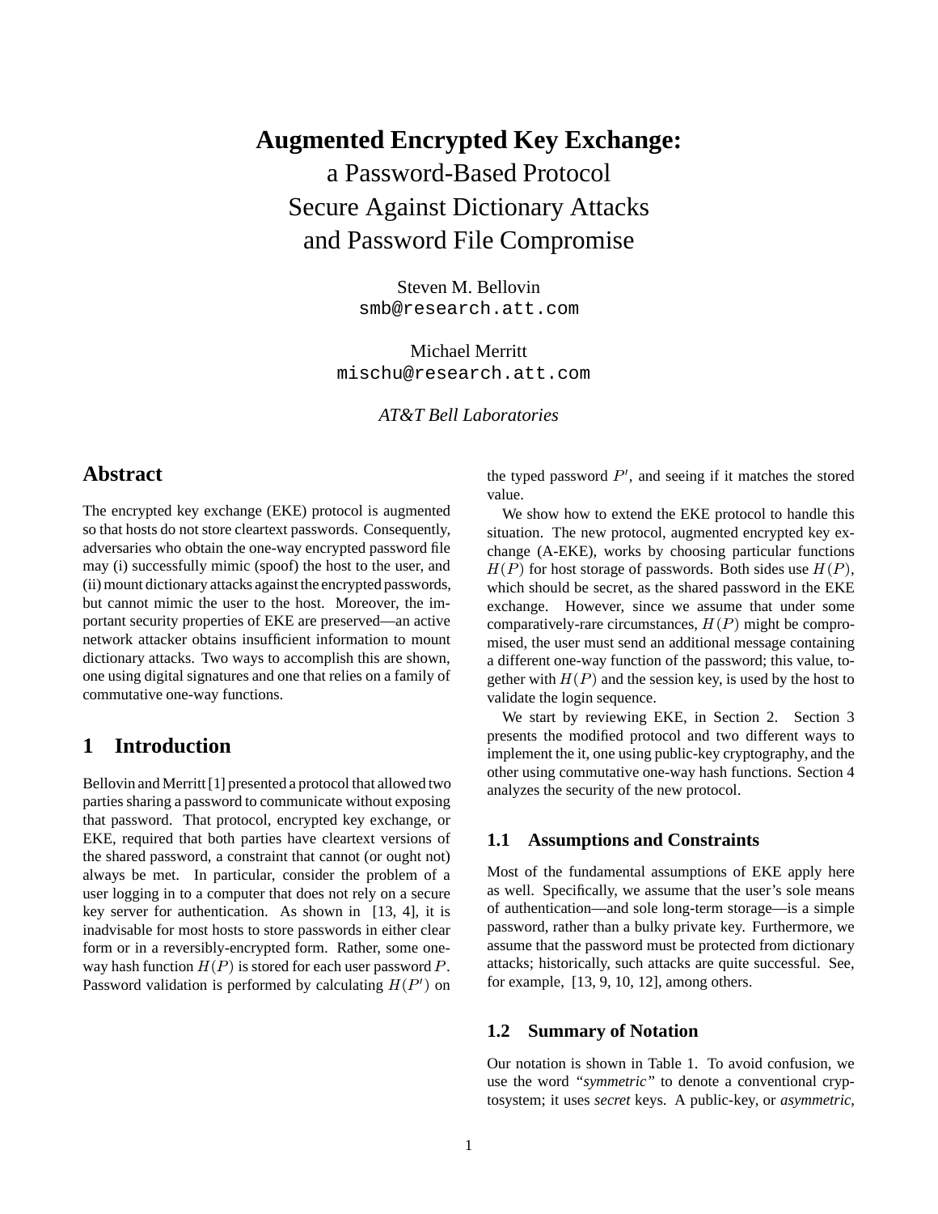# **Augmented Encrypted Key Exchange:**
# a Password-Based Protocol Secure Against Dictionary Attacks and Password File Compromise

Steven M. Bellovin
smb@research.att.com

Michael Merritt
mischu@research.att.com

*AT&T Bell Laboratories*

## Abstract

The encrypted key exchange (EKE) protocol is augmented so that hosts do not store cleartext passwords. Consequently, adversaries who obtain the one-way encrypted password file may (i) successfully mimic (spoof) the host to the user, and (ii) mount dictionary attacks against the encrypted passwords, but cannot mimic the user to the host. Moreover, the important security properties of EKE are preserved—an active network attacker obtains insufficient information to mount dictionary attacks. Two ways to accomplish this are shown, one using digital signatures and one that relies on a family of commutative one-way functions.

## 1 Introduction

Bellovin and Merritt [1] presented a protocol that allowed two parties sharing a password to communicate without exposing that password. That protocol, encrypted key exchange, or EKE, required that both parties have cleartext versions of the shared password, a constraint that cannot (or ought not) always be met. In particular, consider the problem of a user logging in to a computer that does not rely on a secure key server for authentication. As shown in [13, 4], it is inadvisable for most hosts to store passwords in either clear form or in a reversibly-encrypted form. Rather, some one-way hash function $H(P)$ is stored for each user password $P$. Password validation is performed by calculating $H(P')$ on the typed password $P'$, and seeing if it matches the stored value.

We show how to extend the EKE protocol to handle this situation. The new protocol, augmented encrypted key exchange (A-EKE), works by choosing particular functions $H(P)$ for host storage of passwords. Both sides use $H(P)$, which should be secret, as the shared password in the EKE exchange. However, since we assume that under some comparatively-rare circumstances, $H(P)$ might be compromised, the user must send an additional message containing a different one-way function of the password; this value, together with $H(P)$ and the session key, is used by the host to validate the login sequence.

We start by reviewing EKE, in Section 2. Section 3 presents the modified protocol and two different ways to implement the it, one using public-key cryptography, and the other using commutative one-way hash functions. Section 4 analyzes the security of the new protocol.

### 1.1 Assumptions and Constraints

Most of the fundamental assumptions of EKE apply here as well. Specifically, we assume that the user's sole means of authentication—and sole long-term storage—is a simple password, rather than a bulky private key. Furthermore, we assume that the password must be protected from dictionary attacks; historically, such attacks are quite successful. See, for example, [13, 9, 10, 12], among others.

### 1.2 Summary of Notation

Our notation is shown in Table 1. To avoid confusion, we use the word *"symmetric"* to denote a conventional cryptosystem; it uses *secret* keys. A public-key, or *asymmetric*,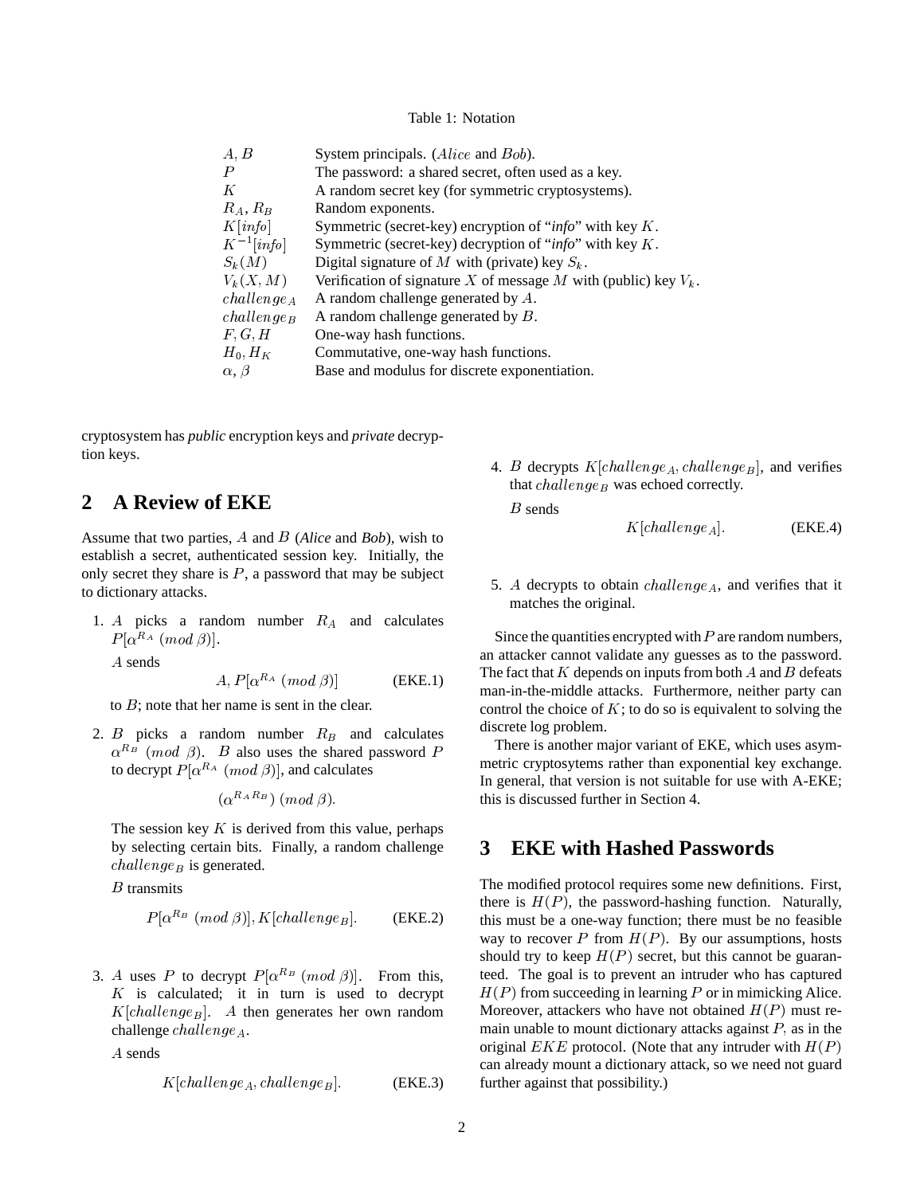Table 1: Notation

| | |
|---|---|
| $A, B$ | System principals. ($Alice$ and $Bob$). |
| $P$ | The password: a shared secret, often used as a key. |
| $K$ | A random secret key (for symmetric cryptosystems). |
| $R_A$, $R_B$ | Random exponents. |
| $K[info]$ | Symmetric (secret-key) encryption of "*info*" with key $K$. |
| $K^{-1}[info]$ | Symmetric (secret-key) decryption of "*info*" with key $K$. |
| $S_k(M)$ | Digital signature of $M$ with (private) key $S_k$. |
| $V_k(X, M)$ | Verification of signature $X$ of message $M$ with (public) key $V_k$. |
| $challenge_A$ | A random challenge generated by $A$. |
| $challenge_B$ | A random challenge generated by $B$. |
| $F, G, H$ | One-way hash functions. |
| $H_0, H_K$ | Commutative, one-way hash functions. |
| $\alpha, \beta$ | Base and modulus for discrete exponentiation. |

cryptosystem has *public* encryption keys and *private* decryption keys.

## 2 A Review of EKE

Assume that two parties, $A$ and $B$ (*Alice* and *Bob*), wish to establish a secret, authenticated session key. Initially, the only secret they share is $P$, a password that may be subject to dictionary attacks.

1. $A$ picks a random number $R_A$ and calculates $P[\alpha^{R_A} \ (mod\ \beta)]$.

   $A$ sends
   $$A, P[\alpha^{R_A} \ (mod\ \beta)] \qquad \text{(EKE.1)}$$
   to $B$; note that her name is sent in the clear.

2. $B$ picks a random number $R_B$ and calculates $\alpha^{R_B} \ (mod\ \beta)$. $B$ also uses the shared password $P$ to decrypt $P[\alpha^{R_A} \ (mod\ \beta)]$, and calculates
   $$(\alpha^{R_A R_B}) \ (mod\ \beta).$$
   The session key $K$ is derived from this value, perhaps by selecting certain bits. Finally, a random challenge $challenge_B$ is generated.

   $B$ transmits
   $$P[\alpha^{R_B} \ (mod\ \beta)], K[challenge_B]. \qquad \text{(EKE.2)}$$

3. $A$ uses $P$ to decrypt $P[\alpha^{R_B} \ (mod\ \beta)]$. From this, $K$ is calculated; it in turn is used to decrypt $K[challenge_B]$. $A$ then generates her own random challenge $challenge_A$.

   $A$ sends
   $$K[challenge_A, challenge_B]. \qquad \text{(EKE.3)}$$

4. $B$ decrypts $K[challenge_A, challenge_B]$, and verifies that $challenge_B$ was echoed correctly.

   $B$ sends
   $$K[challenge_A]. \qquad \text{(EKE.4)}$$

5. $A$ decrypts to obtain $challenge_A$, and verifies that it matches the original.

Since the quantities encrypted with $P$ are random numbers, an attacker cannot validate any guesses as to the password. The fact that $K$ depends on inputs from both $A$ and $B$ defeats man-in-the-middle attacks. Furthermore, neither party can control the choice of $K$; to do so is equivalent to solving the discrete log problem.

There is another major variant of EKE, which uses asymmetric cryptosytems rather than exponential key exchange. In general, that version is not suitable for use with A-EKE; this is discussed further in Section 4.

## 3 EKE with Hashed Passwords

The modified protocol requires some new definitions. First, there is $H(P)$, the password-hashing function. Naturally, this must be a one-way function; there must be no feasible way to recover $P$ from $H(P)$. By our assumptions, hosts should try to keep $H(P)$ secret, but this cannot be guaranteed. The goal is to prevent an intruder who has captured $H(P)$ from succeeding in learning $P$ or in mimicking Alice. Moreover, attackers who have not obtained $H(P)$ must remain unable to mount dictionary attacks against $P$, as in the original $EKE$ protocol. (Note that any intruder with $H(P)$ can already mount a dictionary attack, so we need not guard further against that possibility.)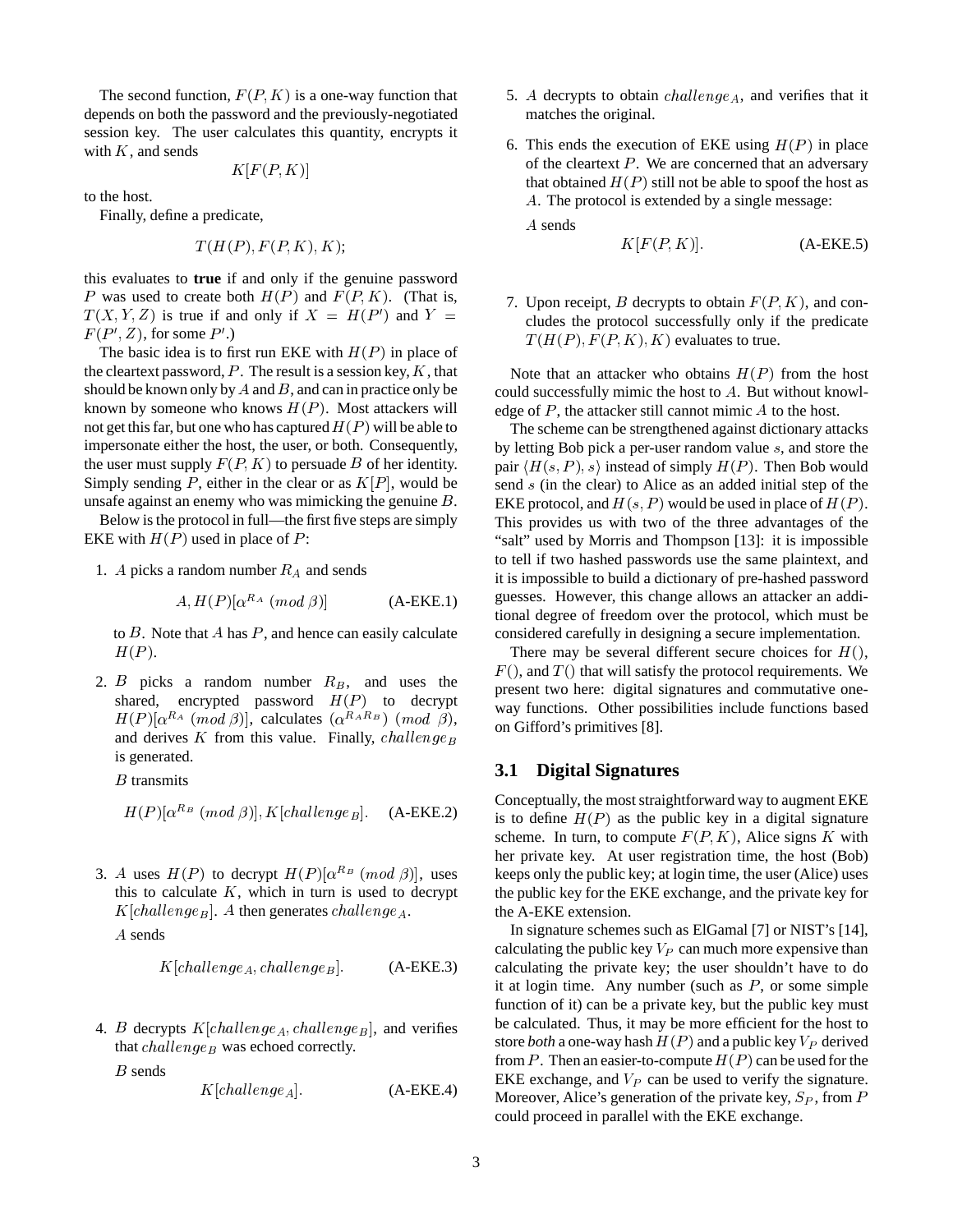The second function, $F(P, K)$ is a one-way function that depends on both the password and the previously-negotiated session key. The user calculates this quantity, encrypts it with $K$, and sends

$$K[F(P, K)]$$

to the host.

Finally, define a predicate,

$$T(H(P), F(P, K), K);$$

this evaluates to **true** if and only if the genuine password $P$ was used to create both $H(P)$ and $F(P, K)$. (That is, $T(X, Y, Z)$ is true if and only if $X = H(P')$ and $Y = F(P', Z)$, for some $P'$.)

The basic idea is to first run EKE with $H(P)$ in place of the cleartext password, $P$. The result is a session key, $K$, that should be known only by $A$ and $B$, and can in practice only be known by someone who knows $H(P)$. Most attackers will not get this far, but one who has captured $H(P)$ will be able to impersonate either the host, the user, or both. Consequently, the user must supply $F(P, K)$ to persuade $B$ of her identity. Simply sending $P$, either in the clear or as $K[P]$, would be unsafe against an enemy who was mimicking the genuine $B$.

Below is the protocol in full—the first five steps are simply EKE with $H(P)$ used in place of $P$:

1. $A$ picks a random number $R_A$ and sends

   $$A, H(P)[\alpha^{R_A} \ (mod\ \beta)] \qquad \text{(A-EKE.1)}$$

   to $B$. Note that $A$ has $P$, and hence can easily calculate $H(P)$.

2. $B$ picks a random number $R_B$, and uses the shared, encrypted password $H(P)$ to decrypt $H(P)[\alpha^{R_A} \ (mod\ \beta)]$, calculates $(\alpha^{R_A R_B}) \ (mod\ \beta)$, and derives $K$ from this value. Finally, $challenge_B$ is generated.

   $B$ transmits

   $$H(P)[\alpha^{R_B} \ (mod\ \beta)], K[challenge_B]. \qquad \text{(A-EKE.2)}$$

3. $A$ uses $H(P)$ to decrypt $H(P)[\alpha^{R_B} \ (mod\ \beta)]$, uses this to calculate $K$, which in turn is used to decrypt $K[challenge_B]$. $A$ then generates $challenge_A$.

   $A$ sends

   $$K[challenge_A, challenge_B]. \qquad \text{(A-EKE.3)}$$

4. $B$ decrypts $K[challenge_A, challenge_B]$, and verifies that $challenge_B$ was echoed correctly.

   $B$ sends

   $$K[challenge_A]. \qquad \text{(A-EKE.4)}$$

5. $A$ decrypts to obtain $challenge_A$, and verifies that it matches the original.

6. This ends the execution of EKE using $H(P)$ in place of the cleartext $P$. We are concerned that an adversary that obtained $H(P)$ still not be able to spoof the host as $A$. The protocol is extended by a single message:

   $A$ sends

   $$K[F(P, K)]. \qquad \text{(A-EKE.5)}$$

7. Upon receipt, $B$ decrypts to obtain $F(P, K)$, and concludes the protocol successfully only if the predicate $T(H(P), F(P, K), K)$ evaluates to true.

Note that an attacker who obtains $H(P)$ from the host could successfully mimic the host to $A$. But without knowledge of $P$, the attacker still cannot mimic $A$ to the host.

The scheme can be strengthened against dictionary attacks by letting Bob pick a per-user random value $s$, and store the pair $\langle H(s, P), s\rangle$ instead of simply $H(P)$. Then Bob would send $s$ (in the clear) to Alice as an added initial step of the EKE protocol, and $H(s, P)$ would be used in place of $H(P)$. This provides us with two of the three advantages of the "salt" used by Morris and Thompson [13]: it is impossible to tell if two hashed passwords use the same plaintext, and it is impossible to build a dictionary of pre-hashed password guesses. However, this change allows an attacker an additional degree of freedom over the protocol, which must be considered carefully in designing a secure implementation.

There may be several different secure choices for $H()$, $F()$, and $T()$ that will satisfy the protocol requirements. We present two here: digital signatures and commutative one-way functions. Other possibilities include functions based on Gifford's primitives [8].

## 3.1 Digital Signatures

Conceptually, the most straightforward way to augment EKE is to define $H(P)$ as the public key in a digital signature scheme. In turn, to compute $F(P, K)$, Alice signs $K$ with her private key. At user registration time, the host (Bob) keeps only the public key; at login time, the user (Alice) uses the public key for the EKE exchange, and the private key for the A-EKE extension.

In signature schemes such as ElGamal [7] or NIST's [14], calculating the public key $V_P$ can much more expensive than calculating the private key; the user shouldn't have to do it at login time. Any number (such as $P$, or some simple function of it) can be a private key, but the public key must be calculated. Thus, it may be more efficient for the host to store *both* a one-way hash $H(P)$ and a public key $V_P$ derived from $P$. Then an easier-to-compute $H(P)$ can be used for the EKE exchange, and $V_P$ can be used to verify the signature. Moreover, Alice's generation of the private key, $S_P$, from $P$ could proceed in parallel with the EKE exchange.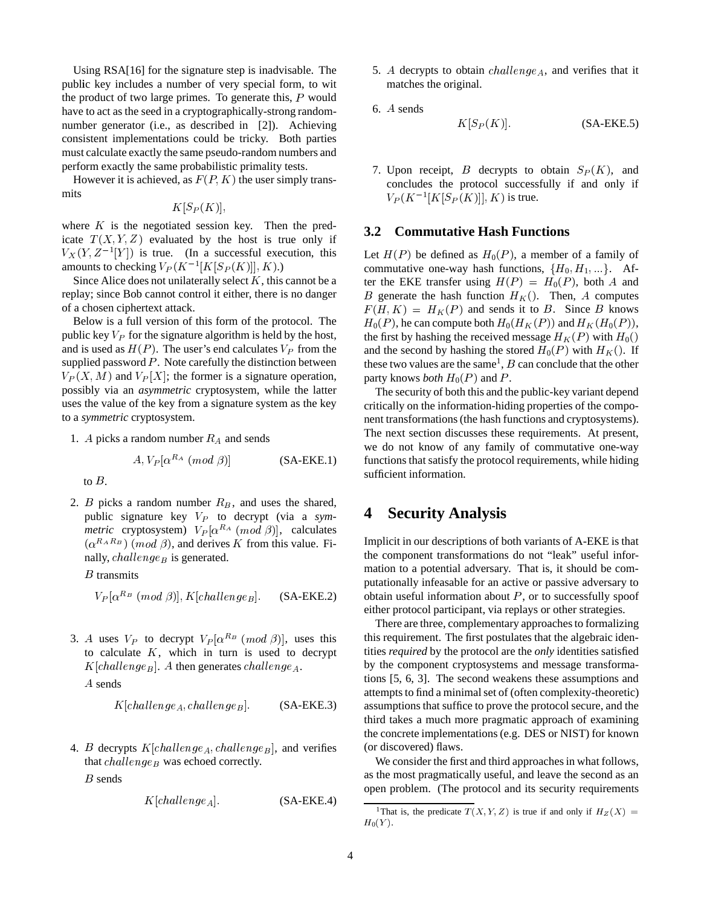Using RSA[16] for the signature step is inadvisable. The public key includes a number of very special form, to wit the product of two large primes. To generate this, $P$ would have to act as the seed in a cryptographically-strong random-number generator (i.e., as described in [2]). Achieving consistent implementations could be tricky. Both parties must calculate exactly the same pseudo-random numbers and perform exactly the same probabilistic primality tests.

However it is achieved, as $F(P, K)$ the user simply transmits

$$K[S_P(K)],$$

where $K$ is the negotiated session key. Then the predicate $T(X, Y, Z)$ evaluated by the host is true only if $V_X(Y, Z^{-1}[Y])$ is true. (In a successful execution, this amounts to checking $V_P(K^{-1}[K[S_P(K)]], K)$.)

Since Alice does not unilaterally select $K$, this cannot be a replay; since Bob cannot control it either, there is no danger of a chosen ciphertext attack.

Below is a full version of this form of the protocol. The public key $V_P$ for the signature algorithm is held by the host, and is used as $H(P)$. The user's end calculates $V_P$ from the supplied password $P$. Note carefully the distinction between $V_P(X, M)$ and $V_P[X]$; the former is a signature operation, possibly via an *asymmetric* cryptosystem, while the latter uses the value of the key from a signature system as the key to a *symmetric* cryptosystem.

1. $A$ picks a random number $R_A$ and sends

   $$A, V_P[\alpha^{R_A} \ (mod \ \beta)] \qquad \text{(SA-EKE.1)}$$

   to $B$.

2. $B$ picks a random number $R_B$, and uses the shared, public signature key $V_P$ to decrypt (via a *symmetric* cryptosystem) $V_P[\alpha^{R_A} \ (mod \ \beta)]$, calculates $(\alpha^{R_A R_B}) \ (mod \ \beta)$, and derives $K$ from this value. Finally, $challenge_B$ is generated.

   $B$ transmits

   $$V_P[\alpha^{R_B} \ (mod \ \beta)], K[challenge_B]. \qquad \text{(SA-EKE.2)}$$

3. $A$ uses $V_P$ to decrypt $V_P[\alpha^{R_B} \ (mod \ \beta)]$, uses this to calculate $K$, which in turn is used to decrypt $K[challenge_B]$. $A$ then generates $challenge_A$.

   $A$ sends

   $$K[challenge_A, challenge_B]. \qquad \text{(SA-EKE.3)}$$

4. $B$ decrypts $K[challenge_A, challenge_B]$, and verifies that $challenge_B$ was echoed correctly.

   $B$ sends

   $$K[challenge_A]. \qquad \text{(SA-EKE.4)}$$

5. $A$ decrypts to obtain $challenge_A$, and verifies that it matches the original.

6. $A$ sends

   $$K[S_P(K)]. \qquad \text{(SA-EKE.5)}$$

7. Upon receipt, $B$ decrypts to obtain $S_P(K)$, and concludes the protocol successfully if and only if $V_P(K^{-1}[K[S_P(K)]], K)$ is true.

### 3.2 Commutative Hash Functions

Let $H(P)$ be defined as $H_0(P)$, a member of a family of commutative one-way hash functions, $\{H_0, H_1, ...\}$. After the EKE transfer using $H(P) = H_0(P)$, both $A$ and $B$ generate the hash function $H_K()$. Then, $A$ computes $F(H, K) = H_K(P)$ and sends it to $B$. Since $B$ knows $H_0(P)$, he can compute both $H_0(H_K(P))$ and $H_K(H_0(P))$, the first by hashing the received message $H_K(P)$ with $H_0()$ and the second by hashing the stored $H_0(P)$ with $H_K()$. If these two values are the same[1], $B$ can conclude that the other party knows *both* $H_0(P)$ and $P$.

The security of both this and the public-key variant depend critically on the information-hiding properties of the component transformations (the hash functions and cryptosystems). The next section discusses these requirements. At present, we do not know of any family of commutative one-way functions that satisfy the protocol requirements, while hiding sufficient information.

## 4 Security Analysis

Implicit in our descriptions of both variants of A-EKE is that the component transformations do not "leak" useful information to a potential adversary. That is, it should be computationally infeasable for an active or passive adversary to obtain useful information about $P$, or to successfully spoof either protocol participant, via replays or other strategies.

There are three, complementary approaches to formalizing this requirement. The first postulates that the algebraic identities *required* by the protocol are the *only* identities satisfied by the component cryptosystems and message transformations [5, 6, 3]. The second weakens these assumptions and attempts to find a minimal set of (often complexity-theoretic) assumptions that suffice to prove the protocol secure, and the third takes a much more pragmatic approach of examining the concrete implementations (e.g. DES or NIST) for known (or discovered) flaws.

We consider the first and third approaches in what follows, as the most pragmatically useful, and leave the second as an open problem. (The protocol and its security requirements

[1] That is, the predicate $T(X, Y, Z)$ is true if and only if $H_Z(X) = H_0(Y)$.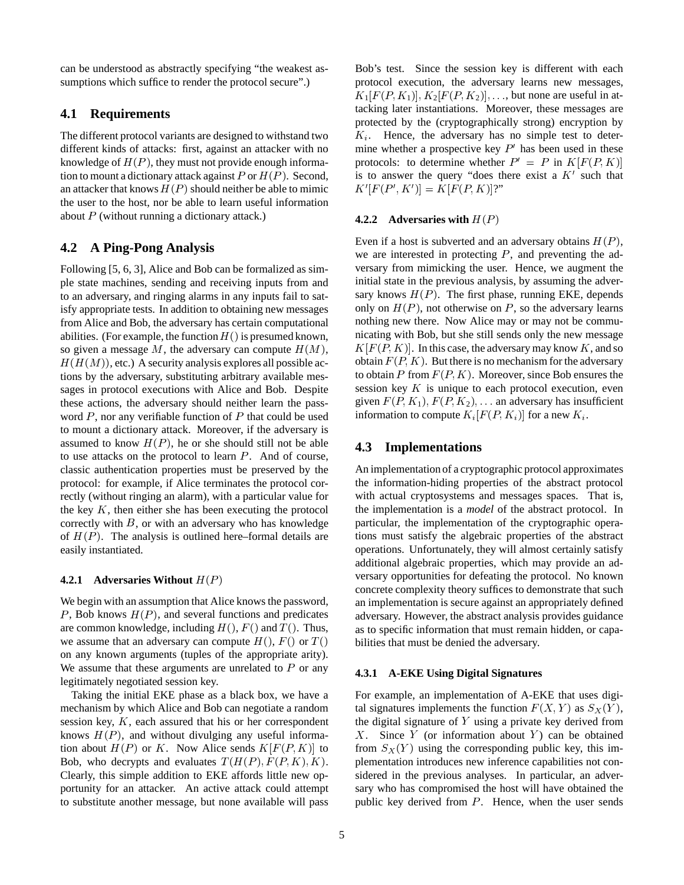can be understood as abstractly specifying "the weakest assumptions which suffice to render the protocol secure".)

### 4.1 Requirements

The different protocol variants are designed to withstand two different kinds of attacks: first, against an attacker with no knowledge of $H(P)$, they must not provide enough information to mount a dictionary attack against $P$ or $H(P)$. Second, an attacker that knows $H(P)$ should neither be able to mimic the user to the host, nor be able to learn useful information about $P$ (without running a dictionary attack.)

### 4.2 A Ping-Pong Analysis

Following [5, 6, 3], Alice and Bob can be formalized as simple state machines, sending and receiving inputs from and to an adversary, and ringing alarms in any inputs fail to satisfy appropriate tests. In addition to obtaining new messages from Alice and Bob, the adversary has certain computational abilities. (For example, the function $H()$ is presumed known, so given a message $M$, the adversary can compute $H(M)$, $H(H(M))$, etc.) A security analysis explores all possible actions by the adversary, substituting arbitrary available messages in protocol executions with Alice and Bob. Despite these actions, the adversary should neither learn the password $P$, nor any verifiable function of $P$ that could be used to mount a dictionary attack. Moreover, if the adversary is assumed to know $H(P)$, he or she should still not be able to use attacks on the protocol to learn $P$. And of course, classic authentication properties must be preserved by the protocol: for example, if Alice terminates the protocol correctly (without ringing an alarm), with a particular value for the key $K$, then either she has been executing the protocol correctly with $B$, or with an adversary who has knowledge of $H(P)$. The analysis is outlined here–formal details are easily instantiated.

#### 4.2.1 Adversaries Without $H(P)$

We begin with an assumption that Alice knows the password, $P$, Bob knows $H(P)$, and several functions and predicates are common knowledge, including $H()$, $F()$ and $T()$. Thus, we assume that an adversary can compute $H()$, $F()$ or $T()$ on any known arguments (tuples of the appropriate arity). We assume that these arguments are unrelated to $P$ or any legitimately negotiated session key.

Taking the initial EKE phase as a black box, we have a mechanism by which Alice and Bob can negotiate a random session key, $K$, each assured that his or her correspondent knows $H(P)$, and without divulging any useful information about $H(P)$ or $K$. Now Alice sends $K[F(P,K)]$ to Bob, who decrypts and evaluates $T(H(P), F(P,K), K)$. Clearly, this simple addition to EKE affords little new opportunity for an attacker. An active attack could attempt to substitute another message, but none available will pass Bob's test. Since the session key is different with each protocol execution, the adversary learns new messages, $K_1[F(P,K_1)], K_2[F(P,K_2)], \ldots$, but none are useful in attacking later instantiations. Moreover, these messages are protected by the (cryptographically strong) encryption by $K_i$. Hence, the adversary has no simple test to determine whether a prospective key $P'$ has been used in these protocols: to determine whether $P' = P$ in $K[F(P,K)]$ is to answer the query "does there exist a $K'$ such that $K'[F(P',K')] = K[F(P,K)]$?"

#### 4.2.2 Adversaries with $H(P)$

Even if a host is subverted and an adversary obtains $H(P)$, we are interested in protecting $P$, and preventing the adversary from mimicking the user. Hence, we augment the initial state in the previous analysis, by assuming the adversary knows $H(P)$. The first phase, running EKE, depends only on $H(P)$, not otherwise on $P$, so the adversary learns nothing new there. Now Alice may or may not be communicating with Bob, but she still sends only the new message $K[F(P,K)]$. In this case, the adversary may know $K$, and so obtain $F(P,K)$. But there is no mechanism for the adversary to obtain $P$ from $F(P,K)$. Moreover, since Bob ensures the session key $K$ is unique to each protocol execution, even given $F(P,K_1), F(P,K_2), \ldots$ an adversary has insufficient information to compute $K_i[F(P,K_i)]$ for a new $K_i$.

### 4.3 Implementations

An implementation of a cryptographic protocol approximates the information-hiding properties of the abstract protocol with actual cryptosystems and messages spaces. That is, the implementation is a *model* of the abstract protocol. In particular, the implementation of the cryptographic operations must satisfy the algebraic properties of the abstract operations. Unfortunately, they will almost certainly satisfy additional algebraic properties, which may provide an adversary opportunities for defeating the protocol. No known concrete complexity theory suffices to demonstrate that such an implementation is secure against an appropriately defined adversary. However, the abstract analysis provides guidance as to specific information that must remain hidden, or capabilities that must be denied the adversary.

#### 4.3.1 A-EKE Using Digital Signatures

For example, an implementation of A-EKE that uses digital signatures implements the function $F(X,Y)$ as $S_X(Y)$, the digital signature of $Y$ using a private key derived from $X$. Since $Y$ (or information about $Y$) can be obtained from $S_X(Y)$ using the corresponding public key, this implementation introduces new inference capabilities not considered in the previous analyses. In particular, an adversary who has compromised the host will have obtained the public key derived from $P$. Hence, when the user sends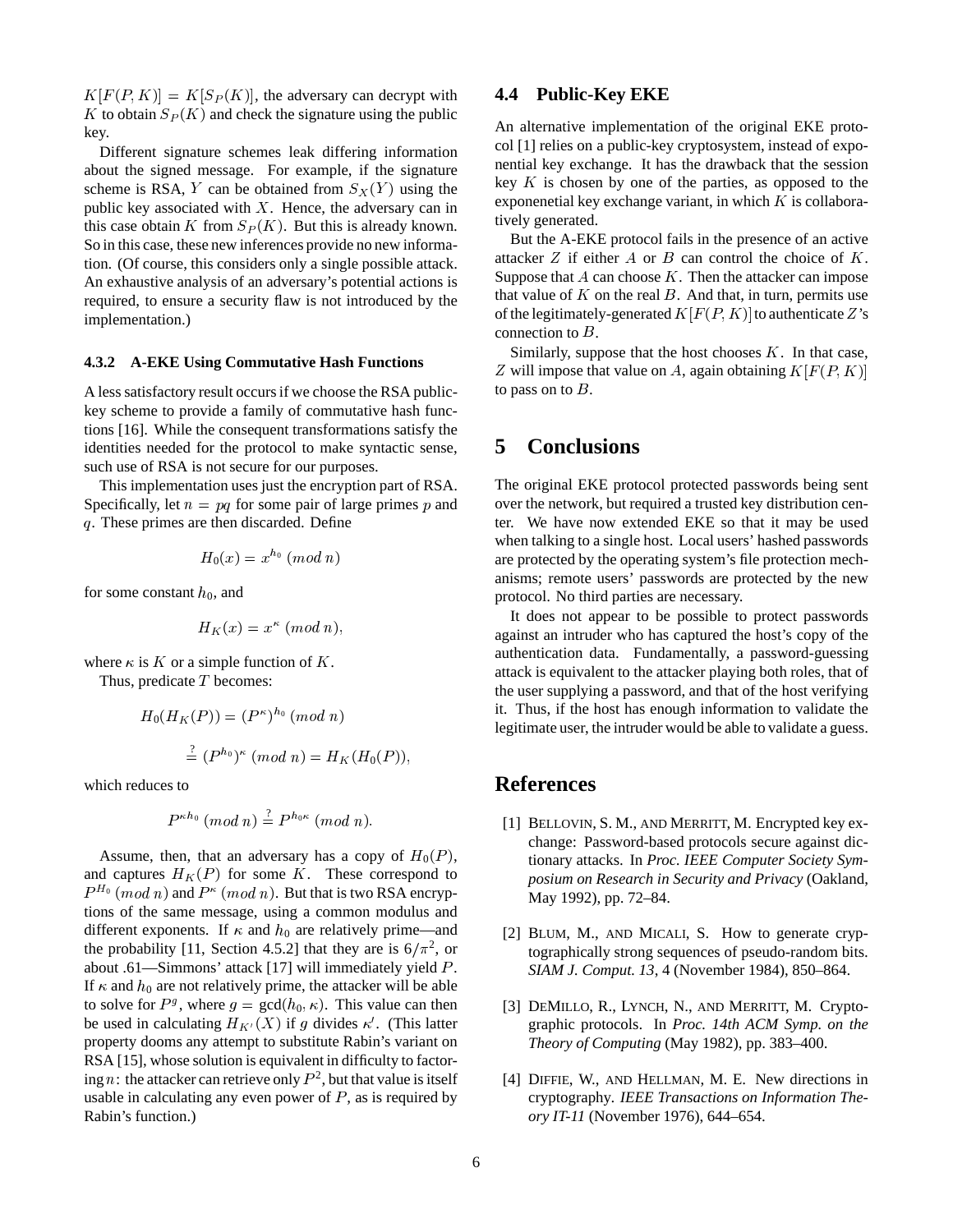$K[F(P, K)] = K[S_P(K)]$, the adversary can decrypt with $K$ to obtain $S_P(K)$ and check the signature using the public key.

Different signature schemes leak differing information about the signed message. For example, if the signature scheme is RSA, $Y$ can be obtained from $S_X(Y)$ using the public key associated with $X$. Hence, the adversary can in this case obtain $K$ from $S_P(K)$. But this is already known. So in this case, these new inferences provide no new information. (Of course, this considers only a single possible attack. An exhaustive analysis of an adversary's potential actions is required, to ensure a security flaw is not introduced by the implementation.)

#### 4.3.2 A-EKE Using Commutative Hash Functions

A less satisfactory result occurs if we choose the RSA public-key scheme to provide a family of commutative hash functions [16]. While the consequent transformations satisfy the identities needed for the protocol to make syntactic sense, such use of RSA is not secure for our purposes.

This implementation uses just the encryption part of RSA. Specifically, let $n = pq$ for some pair of large primes $p$ and $q$. These primes are then discarded. Define

$$H_0(x) = x^{h_0} \ (mod\ n)$$

for some constant $h_0$, and

$$H_K(x) = x^{\kappa} \ (mod\ n),$$

where $\kappa$ is $K$ or a simple function of $K$.

Thus, predicate $T$ becomes:

$$H_0(H_K(P)) = (P^{\kappa})^{h_0} \ (mod\ n)$$

$$\stackrel{?}{=} (P^{h_0})^{\kappa} \ (mod\ n) = H_K(H_0(P)),$$

which reduces to

$$P^{\kappa h_0} \ (mod\ n) \stackrel{?}{=} P^{h_0 \kappa} \ (mod\ n).$$

Assume, then, that an adversary has a copy of $H_0(P)$, and captures $H_K(P)$ for some $K$. These correspond to $P^{H_0} \ (mod\ n)$ and $P^{\kappa} \ (mod\ n)$. But that is two RSA encryptions of the same message, using a common modulus and different exponents. If $\kappa$ and $h_0$ are relatively prime—and the probability [11, Section 4.5.2] that they are is $6/\pi^2$, or about .61—Simmons' attack [17] will immediately yield $P$. If $\kappa$ and $h_0$ are not relatively prime, the attacker will be able to solve for $P^g$, where $g = \gcd(h_0, \kappa)$. This value can then be used in calculating $H_{K'}(X)$ if $g$ divides $\kappa'$. (This latter property dooms any attempt to substitute Rabin's variant on RSA [15], whose solution is equivalent in difficulty to factoring $n$: the attacker can retrieve only $P^2$, but that value is itself usable in calculating any even power of $P$, as is required by Rabin's function.)

### 4.4 Public-Key EKE

An alternative implementation of the original EKE protocol [1] relies on a public-key cryptosystem, instead of exponential key exchange. It has the drawback that the session key $K$ is chosen by one of the parties, as opposed to the exponenetial key exchange variant, in which $K$ is collaboratively generated.

But the A-EKE protocol fails in the presence of an active attacker $Z$ if either $A$ or $B$ can control the choice of $K$. Suppose that $A$ can choose $K$. Then the attacker can impose that value of $K$ on the real $B$. And that, in turn, permits use of the legitimately-generated $K[F(P, K)]$ to authenticate $Z$'s connection to $B$.

Similarly, suppose that the host chooses $K$. In that case, $Z$ will impose that value on $A$, again obtaining $K[F(P, K)]$ to pass on to $B$.

## 5 Conclusions

The original EKE protocol protected passwords being sent over the network, but required a trusted key distribution center. We have now extended EKE so that it may be used when talking to a single host. Local users' hashed passwords are protected by the operating system's file protection mechanisms; remote users' passwords are protected by the new protocol. No third parties are necessary.

It does not appear to be possible to protect passwords against an intruder who has captured the host's copy of the authentication data. Fundamentally, a password-guessing attack is equivalent to the attacker playing both roles, that of the user supplying a password, and that of the host verifying it. Thus, if the host has enough information to validate the legitimate user, the intruder would be able to validate a guess.

## References

[1] Bellovin, S. M., and Merritt, M. Encrypted key exchange: Password-based protocols secure against dictionary attacks. In *Proc. IEEE Computer Society Symposium on Research in Security and Privacy* (Oakland, May 1992), pp. 72–84.

[2] Blum, M., and Micali, S. How to generate cryptographically strong sequences of pseudo-random bits. *SIAM J. Comput. 13*, 4 (November 1984), 850–864.

[3] DeMillo, R., Lynch, N., and Merritt, M. Cryptographic protocols. In *Proc. 14th ACM Symp. on the Theory of Computing* (May 1982), pp. 383–400.

[4] Diffie, W., and Hellman, M. E. New directions in cryptography. *IEEE Transactions on Information Theory IT-11* (November 1976), 644–654.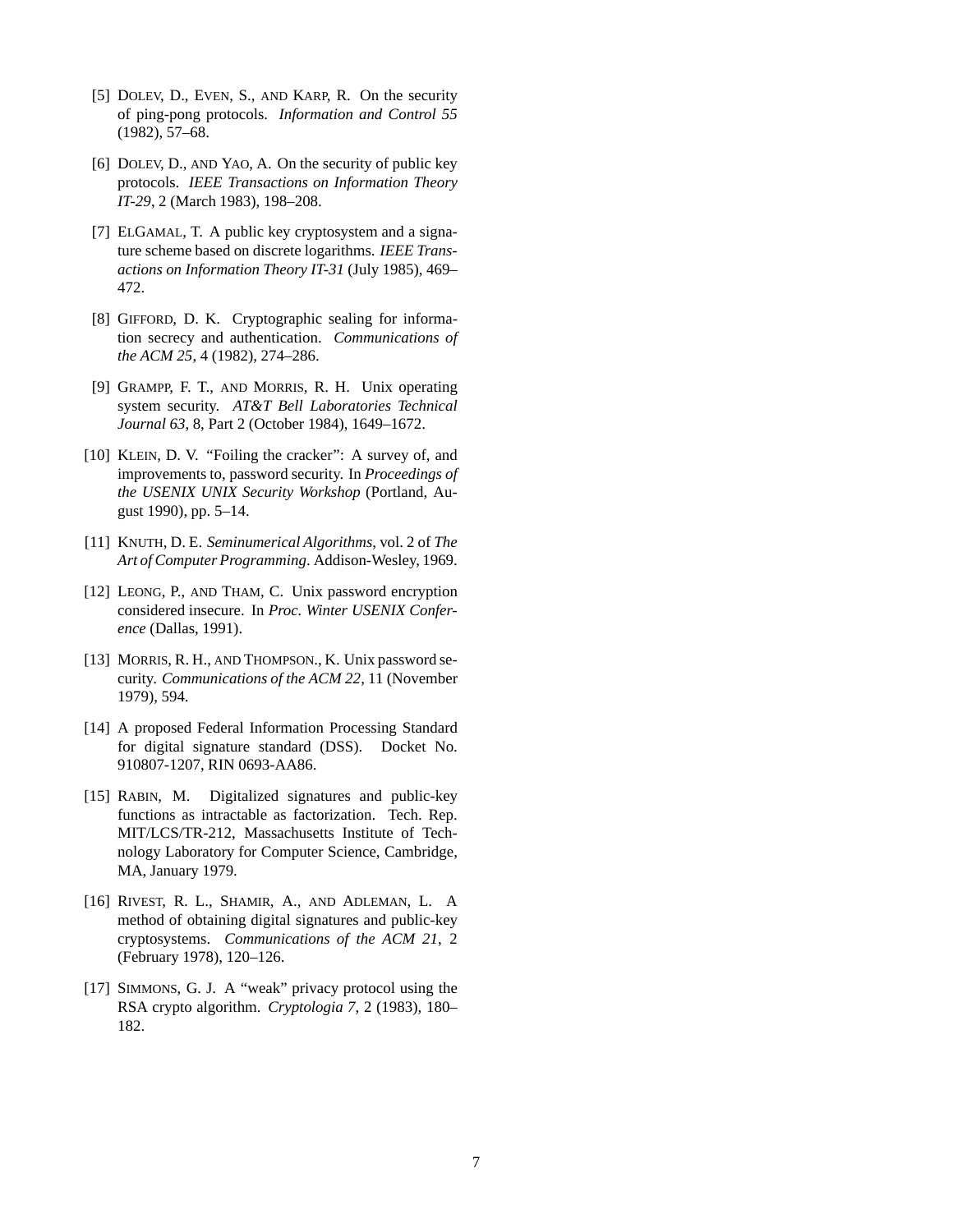[5] Dolev, D., Even, S., and Karp, R. On the security of ping-pong protocols. *Information and Control 55* (1982), 57–68.

[6] Dolev, D., and Yao, A. On the security of public key protocols. *IEEE Transactions on Information Theory IT-29*, 2 (March 1983), 198–208.

[7] ElGamal, T. A public key cryptosystem and a signature scheme based on discrete logarithms. *IEEE Transactions on Information Theory IT-31* (July 1985), 469–472.

[8] Gifford, D. K. Cryptographic sealing for information secrecy and authentication. *Communications of the ACM 25*, 4 (1982), 274–286.

[9] Grampp, F. T., and Morris, R. H. Unix operating system security. *AT&T Bell Laboratories Technical Journal 63*, 8, Part 2 (October 1984), 1649–1672.

[10] Klein, D. V. "Foiling the cracker": A survey of, and improvements to, password security. In *Proceedings of the USENIX UNIX Security Workshop* (Portland, August 1990), pp. 5–14.

[11] Knuth, D. E. *Seminumerical Algorithms*, vol. 2 of *The Art of Computer Programming*. Addison-Wesley, 1969.

[12] Leong, P., and Tham, C. Unix password encryption considered insecure. In *Proc. Winter USENIX Conference* (Dallas, 1991).

[13] Morris, R. H., and Thompson., K. Unix password security. *Communications of the ACM 22*, 11 (November 1979), 594.

[14] A proposed Federal Information Processing Standard for digital signature standard (DSS). Docket No. 910807-1207, RIN 0693-AA86.

[15] Rabin, M. Digitalized signatures and public-key functions as intractable as factorization. Tech. Rep. MIT/LCS/TR-212, Massachusetts Institute of Technology Laboratory for Computer Science, Cambridge, MA, January 1979.

[16] Rivest, R. L., Shamir, A., and Adleman, L. A method of obtaining digital signatures and public-key cryptosystems. *Communications of the ACM 21*, 2 (February 1978), 120–126.

[17] Simmons, G. J. A "weak" privacy protocol using the RSA crypto algorithm. *Cryptologia 7*, 2 (1983), 180–182.